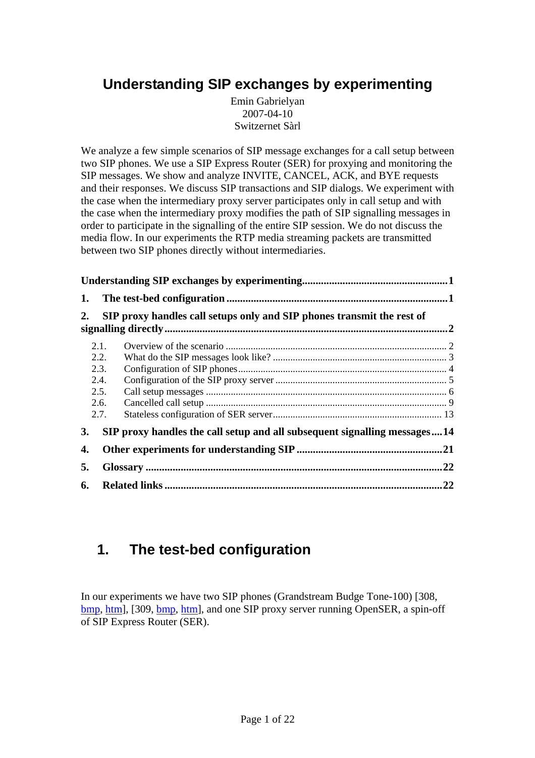# Understanding SIP exchanges by experimenting

Emin Gabrielyan
2007-04-10
Switzernet Sàrl

We analyze a few simple scenarios of SIP message exchanges for a call setup between two SIP phones. We use a SIP Express Router (SER) for proxying and monitoring the SIP messages. We show and analyze INVITE, CANCEL, ACK, and BYE requests and their responses. We discuss SIP transactions and SIP dialogs. We experiment with the case when the intermediary proxy server participates only in call setup and with the case when the intermediary proxy modifies the path of SIP signalling messages in order to participate in the signalling of the entire SIP session. We do not discuss the media flow. In our experiments the RTP media streaming packets are transmitted between two SIP phones directly without intermediaries.

**Understanding SIP exchanges by experimenting ........................................ 1**

**1. The test-bed configuration ........................................ 1**

**2. SIP proxy handles call setups only and SIP phones transmit the rest of signalling directly ........................................ 2**

- 2.1. Overview of the scenario ........................................ 2
- 2.2. What do the SIP messages look like? ........................................ 3
- 2.3. Configuration of SIP phones ........................................ 4
- 2.4. Configuration of the SIP proxy server ........................................ 5
- 2.5. Call setup messages ........................................ 6
- 2.6. Cancelled call setup ........................................ 9
- 2.7. Stateless configuration of SER server ........................................ 13

**3. SIP proxy handles the call setup and all subsequent signalling messages .... 14**

**4. Other experiments for understanding SIP ........................................ 21**

**5. Glossary ........................................ 22**

**6. Related links ........................................ 22**

## 1. The test-bed configuration

In our experiments we have two SIP phones (Grandstream Budge Tone-100) [308, bmp, htm], [309, bmp, htm], and one SIP proxy server running OpenSER, a spin-off of SIP Express Router (SER).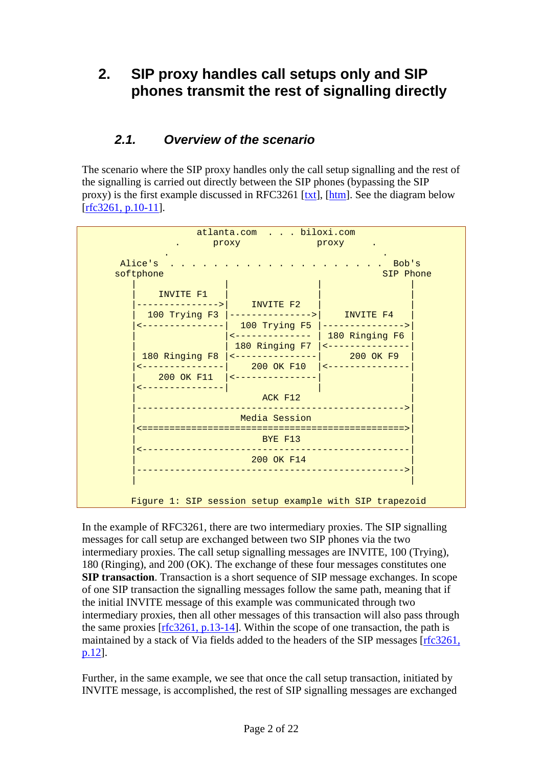# 2. SIP proxy handles call setups only and SIP phones transmit the rest of signalling directly

## *2.1. Overview of the scenario*

The scenario where the SIP proxy handles only the call setup signalling and the rest of the signalling is carried out directly between the SIP phones (bypassing the SIP proxy) is the first example discussed in RFC3261 [txt], [htm]. See the diagram below [rfc3261, p.10-11].

```
                     atlanta.com  . . . biloxi.com
                 .      proxy              proxy     .
               .                                       .
       Alice's  . . . . . . . . . . . . . . . . . . . .  Bob's
      softphone                                        SIP Phone
         |                |                |                |
         |    INVITE F1   |                |                |
         |--------------->|    INVITE F2   |                |
         |  100 Trying F3 |--------------->|    INVITE F4   |
         |<---------------|  100 Trying F5 |--------------->|
         |                |<-------------- | 180 Ringing F6 |
         |                | 180 Ringing F7 |<---------------|
         | 180 Ringing F8 |<---------------|     200 OK F9  |
         |<---------------|    200 OK F10  |<---------------|
         |    200 OK F11  |<---------------|                |
         |<---------------|                |                |
         |                       ACK F12                    |
         |------------------------------------------------->|
         |                   Media Session                  |
         |<================================================>|
         |                       BYE F13                    |
         |<-------------------------------------------------|
         |                     200 OK F14                   |
         |------------------------------------------------->|
         |                                                  |

         Figure 1: SIP session setup example with SIP trapezoid
```

In the example of RFC3261, there are two intermediary proxies. The SIP signalling messages for call setup are exchanged between two SIP phones via the two intermediary proxies. The call setup signalling messages are INVITE, 100 (Trying), 180 (Ringing), and 200 (OK). The exchange of these four messages constitutes one **SIP transaction**. Transaction is a short sequence of SIP message exchanges. In scope of one SIP transaction the signalling messages follow the same path, meaning that if the initial INVITE message of this example was communicated through two intermediary proxies, then all other messages of this transaction will also pass through the same proxies [rfc3261, p.13-14]. Within the scope of one transaction, the path is maintained by a stack of Via fields added to the headers of the SIP messages [rfc3261, p.12].

Further, in the same example, we see that once the call setup transaction, initiated by INVITE message, is accomplished, the rest of SIP signalling messages are exchanged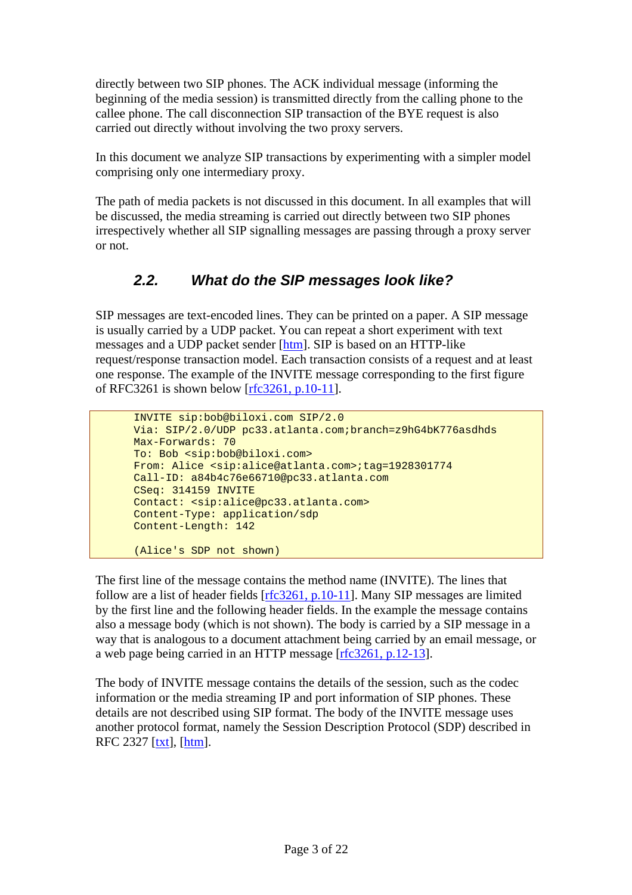directly between two SIP phones. The ACK individual message (informing the beginning of the media session) is transmitted directly from the calling phone to the callee phone. The call disconnection SIP transaction of the BYE request is also carried out directly without involving the two proxy servers.

In this document we analyze SIP transactions by experimenting with a simpler model comprising only one intermediary proxy.

The path of media packets is not discussed in this document. In all examples that will be discussed, the media streaming is carried out directly between two SIP phones irrespectively whether all SIP signalling messages are passing through a proxy server or not.

## 2.2. What do the SIP messages look like?

SIP messages are text-encoded lines. They can be printed on a paper. A SIP message is usually carried by a UDP packet. You can repeat a short experiment with text messages and a UDP packet sender [htm]. SIP is based on an HTTP-like request/response transaction model. Each transaction consists of a request and at least one response. The example of the INVITE message corresponding to the first figure of RFC3261 is shown below [rfc3261, p.10-11].

```
INVITE sip:bob@biloxi.com SIP/2.0
Via: SIP/2.0/UDP pc33.atlanta.com;branch=z9hG4bK776asdhds
Max-Forwards: 70
To: Bob <sip:bob@biloxi.com>
From: Alice <sip:alice@atlanta.com>;tag=1928301774
Call-ID: a84b4c76e66710@pc33.atlanta.com
CSeq: 314159 INVITE
Contact: <sip:alice@pc33.atlanta.com>
Content-Type: application/sdp
Content-Length: 142

(Alice's SDP not shown)
```

The first line of the message contains the method name (INVITE). The lines that follow are a list of header fields [rfc3261, p.10-11]. Many SIP messages are limited by the first line and the following header fields. In the example the message contains also a message body (which is not shown). The body is carried by a SIP message in a way that is analogous to a document attachment being carried by an email message, or a web page being carried in an HTTP message [rfc3261, p.12-13].

The body of INVITE message contains the details of the session, such as the codec information or the media streaming IP and port information of SIP phones. These details are not described using SIP format. The body of the INVITE message uses another protocol format, namely the Session Description Protocol (SDP) described in RFC 2327 [txt], [htm].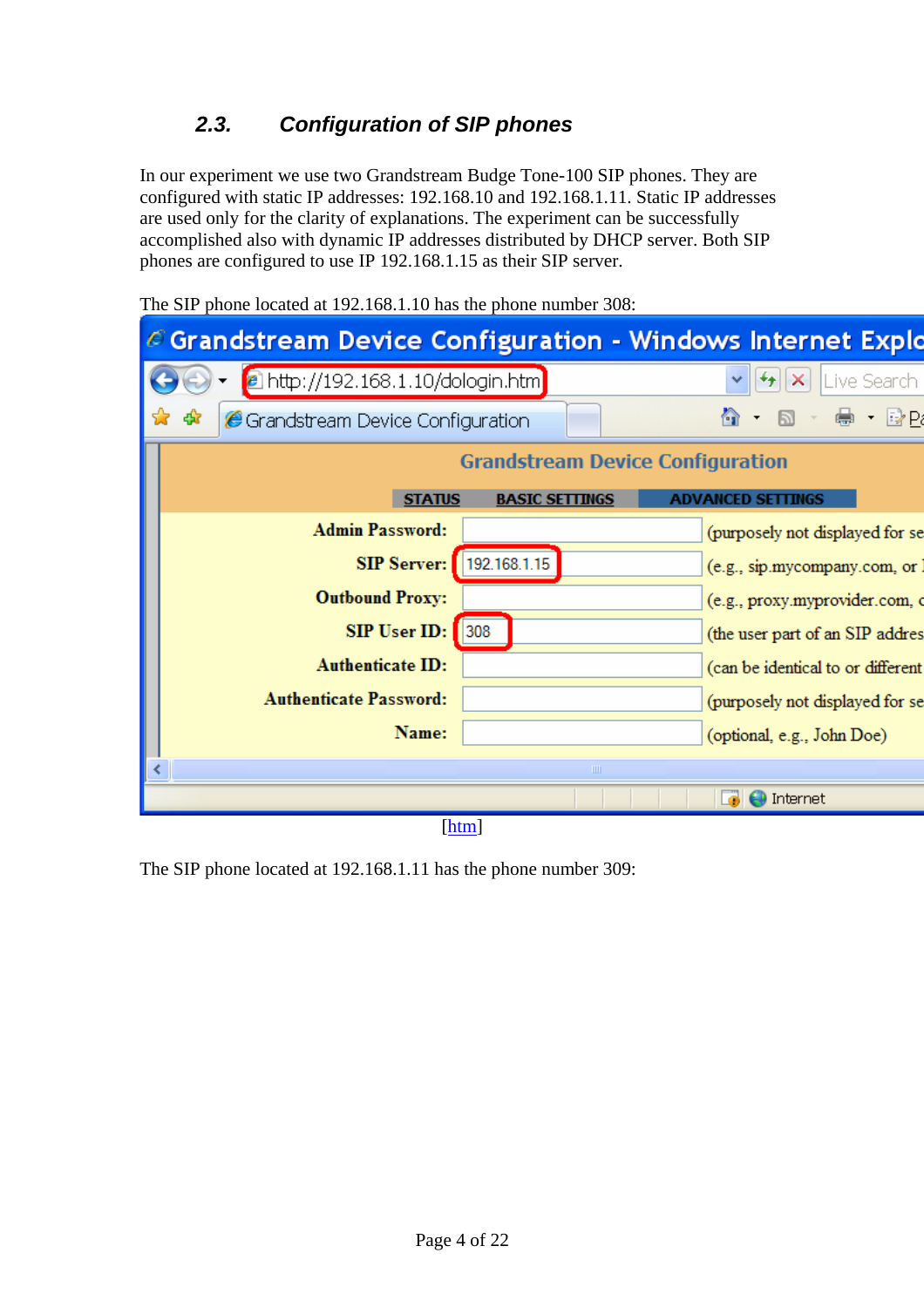### 2.3. Configuration of SIP phones

In our experiment we use two Grandstream Budge Tone-100 SIP phones. They are configured with static IP addresses: 192.168.10 and 192.168.1.11. Static IP addresses are used only for the clarity of explanations. The experiment can be successfully accomplished also with dynamic IP addresses distributed by DHCP server. Both SIP phones are configured to use IP 192.168.1.15 as their SIP server.

The SIP phone located at 192.168.1.10 has the phone number 308:

[htm]

The SIP phone located at 192.168.1.11 has the phone number 309: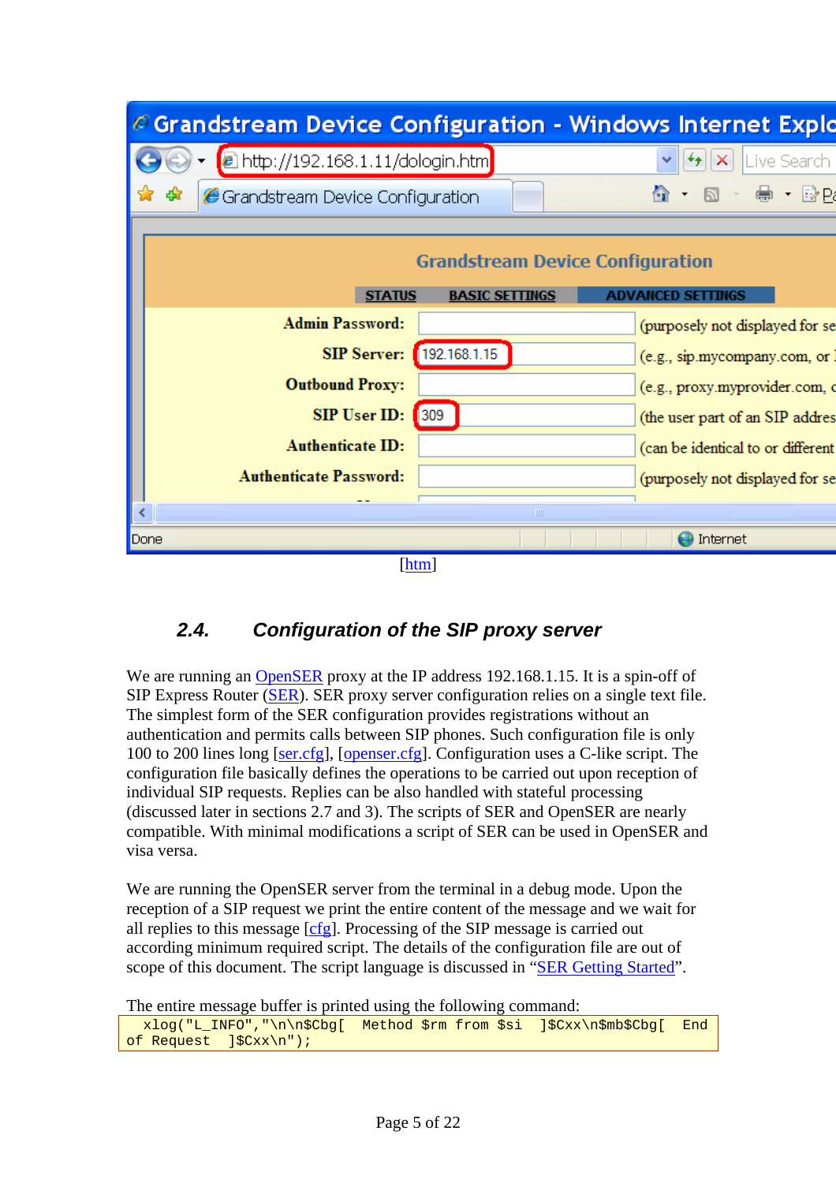[htm]

## 2.4. Configuration of the SIP proxy server

We are running an OpenSER proxy at the IP address 192.168.1.15. It is a spin-off of SIP Express Router (SER). SER proxy server configuration relies on a single text file. The simplest form of the SER configuration provides registrations without an authentication and permits calls between SIP phones. Such configuration file is only 100 to 200 lines long [ser.cfg], [openser.cfg]. Configuration uses a C-like script. The configuration file basically defines the operations to be carried out upon reception of individual SIP requests. Replies can be also handled with stateful processing (discussed later in sections 2.7 and 3). The scripts of SER and OpenSER are nearly compatible. With minimal modifications a script of SER can be used in OpenSER and visa versa.

We are running the OpenSER server from the terminal in a debug mode. Upon the reception of a SIP request we print the entire content of the message and we wait for all replies to this message [cfg]. Processing of the SIP message is carried out according minimum required script. The details of the configuration file are out of scope of this document. The script language is discussed in "SER Getting Started".

The entire message buffer is printed using the following command:

```
  xlog("L_INFO","\n\n$Cbg[  Method $rm from $si  ]$Cxx\n$mb$Cbg[  End
of Request  ]$Cxx\n");
```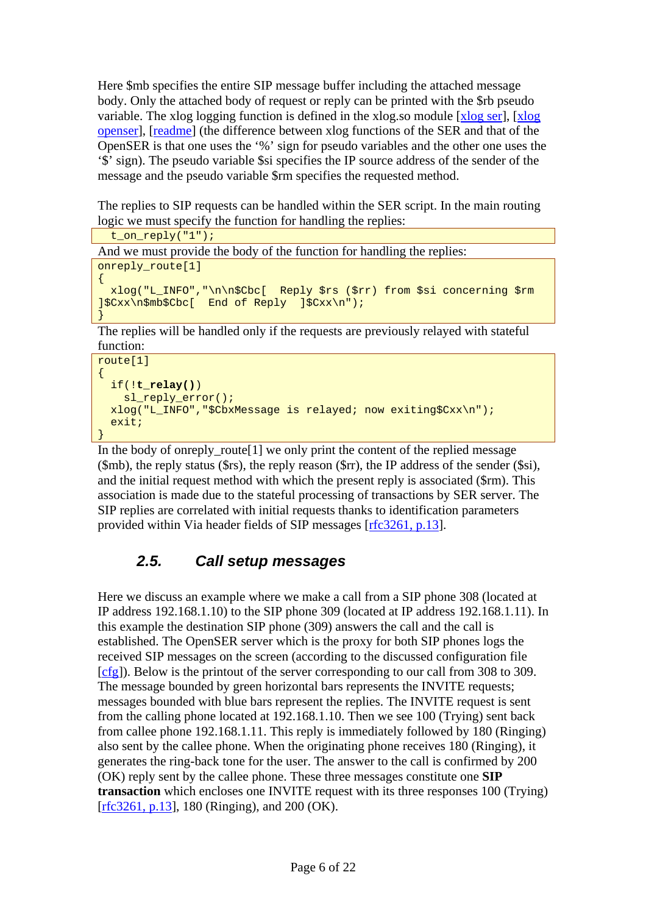Here $mb specifies the entire SIP message buffer including the attached message body. Only the attached body of request or reply can be printed with the $rb pseudo variable. The xlog logging function is defined in the xlog.so module [xlog ser], [xlog openser], [readme] (the difference between xlog functions of the SER and that of the OpenSER is that one uses the '%' sign for pseudo variables and the other one uses the '$' sign). The pseudo variable $si specifies the IP source address of the sender of the message and the pseudo variable $rm specifies the requested method.

The replies to SIP requests can be handled within the SER script. In the main routing logic we must specify the function for handling the replies:

```
  t_on_reply("1");
```

And we must provide the body of the function for handling the replies:

```
onreply_route[1]
{
  xlog("L_INFO","\n\n$Cbc[  Reply $rs ($rr) from $si concerning $rm
]$Cxx\n$mb$Cbc[  End of Reply  ]$Cxx\n");
}
```

The replies will be handled only if the requests are previously relayed with stateful function:

```
route[1]
{
  if(!t_relay())
    sl_reply_error();
  xlog("L_INFO","$CbxMessage is relayed; now exiting$Cxx\n");
  exit;
}
```

In the body of onreply_route[1] we only print the content of the replied message ($mb), the reply status ($rs), the reply reason ($rr), the IP address of the sender ($si), and the initial request method with which the present reply is associated ($rm). This association is made due to the stateful processing of transactions by SER server. The SIP replies are correlated with initial requests thanks to identification parameters provided within Via header fields of SIP messages [rfc3261, p.13].

## 2.5. Call setup messages

Here we discuss an example where we make a call from a SIP phone 308 (located at IP address 192.168.1.10) to the SIP phone 309 (located at IP address 192.168.1.11). In this example the destination SIP phone (309) answers the call and the call is established. The OpenSER server which is the proxy for both SIP phones logs the received SIP messages on the screen (according to the discussed configuration file [cfg]). Below is the printout of the server corresponding to our call from 308 to 309. The message bounded by green horizontal bars represents the INVITE requests; messages bounded with blue bars represent the replies. The INVITE request is sent from the calling phone located at 192.168.1.10. Then we see 100 (Trying) sent back from callee phone 192.168.1.11. This reply is immediately followed by 180 (Ringing) also sent by the callee phone. When the originating phone receives 180 (Ringing), it generates the ring-back tone for the user. The answer to the call is confirmed by 200 (OK) reply sent by the callee phone. These three messages constitute one **SIP transaction** which encloses one INVITE request with its three responses 100 (Trying) [rfc3261, p.13], 180 (Ringing), and 200 (OK).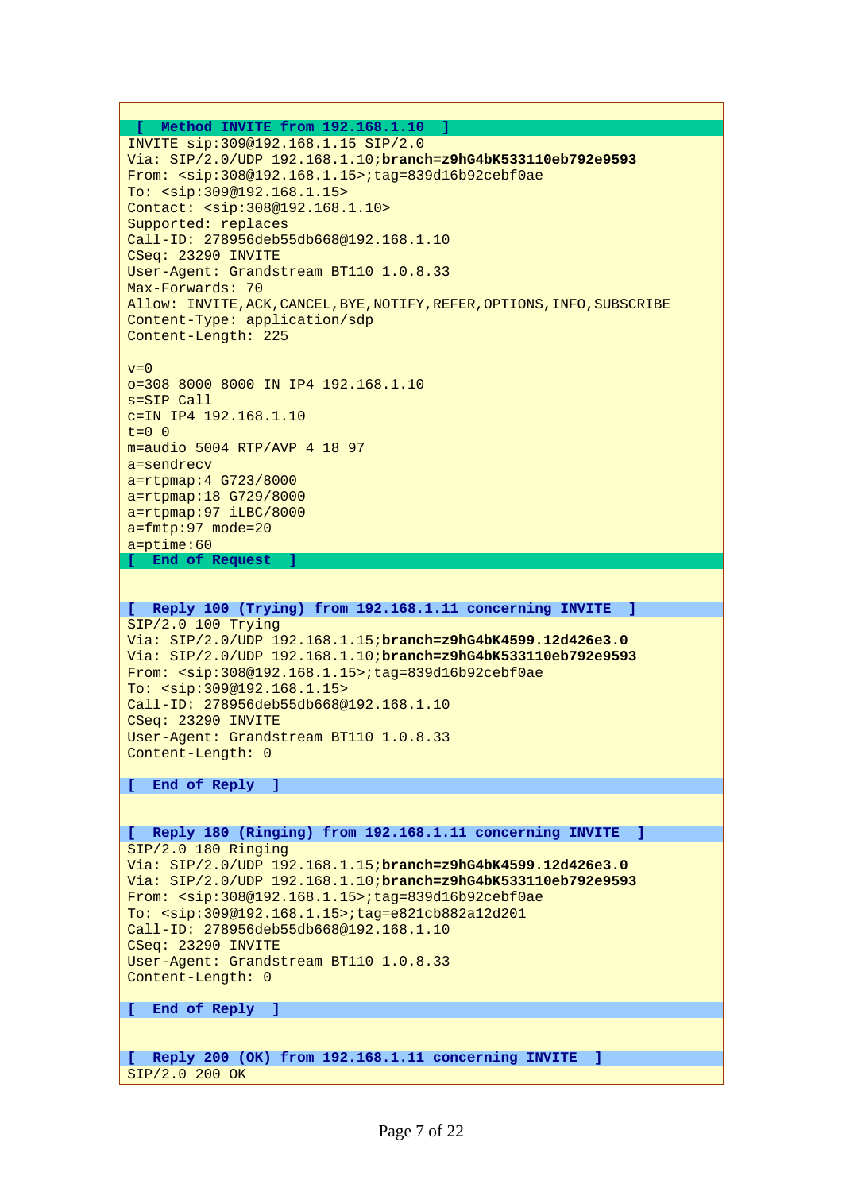```
[  Method INVITE from 192.168.1.10  ]
INVITE sip:309@192.168.1.15 SIP/2.0
Via: SIP/2.0/UDP 192.168.1.10;branch=z9hG4bK533110eb792e9593
From: <sip:308@192.168.1.15>;tag=839d16b92cebf0ae
To: <sip:309@192.168.1.15>
Contact: <sip:308@192.168.1.10>
Supported: replaces
Call-ID: 278956deb55db668@192.168.1.10
CSeq: 23290 INVITE
User-Agent: Grandstream BT110 1.0.8.33
Max-Forwards: 70
Allow: INVITE,ACK,CANCEL,BYE,NOTIFY,REFER,OPTIONS,INFO,SUBSCRIBE
Content-Type: application/sdp
Content-Length: 225

v=0
o=308 8000 8000 IN IP4 192.168.1.10
s=SIP Call
c=IN IP4 192.168.1.10
t=0 0
m=audio 5004 RTP/AVP 4 18 97
a=sendrecv
a=rtpmap:4 G723/8000
a=rtpmap:18 G729/8000
a=rtpmap:97 iLBC/8000
a=fmtp:97 mode=20
a=ptime:60
[  End of Request  ]


[  Reply 100 (Trying) from 192.168.1.11 concerning INVITE  ]
SIP/2.0 100 Trying
Via: SIP/2.0/UDP 192.168.1.15;branch=z9hG4bK4599.12d426e3.0
Via: SIP/2.0/UDP 192.168.1.10;branch=z9hG4bK533110eb792e9593
From: <sip:308@192.168.1.15>;tag=839d16b92cebf0ae
To: <sip:309@192.168.1.15>
Call-ID: 278956deb55db668@192.168.1.10
CSeq: 23290 INVITE
User-Agent: Grandstream BT110 1.0.8.33
Content-Length: 0

[  End of Reply  ]


[  Reply 180 (Ringing) from 192.168.1.11 concerning INVITE  ]
SIP/2.0 180 Ringing
Via: SIP/2.0/UDP 192.168.1.15;branch=z9hG4bK4599.12d426e3.0
Via: SIP/2.0/UDP 192.168.1.10;branch=z9hG4bK533110eb792e9593
From: <sip:308@192.168.1.15>;tag=839d16b92cebf0ae
To: <sip:309@192.168.1.15>;tag=e821cb882a12d201
Call-ID: 278956deb55db668@192.168.1.10
CSeq: 23290 INVITE
User-Agent: Grandstream BT110 1.0.8.33
Content-Length: 0

[  End of Reply  ]


[  Reply 200 (OK) from 192.168.1.11 concerning INVITE  ]
SIP/2.0 200 OK
```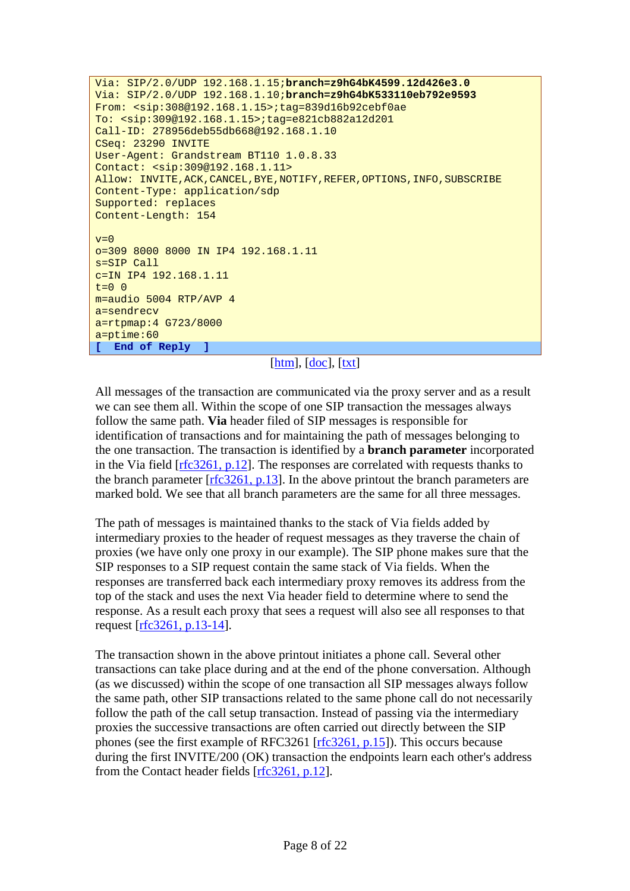```
Via: SIP/2.0/UDP 192.168.1.15;branch=z9hG4bK4599.12d426e3.0
Via: SIP/2.0/UDP 192.168.1.10;branch=z9hG4bK533110eb792e9593
From: <sip:308@192.168.1.15>;tag=839d16b92cebf0ae
To: <sip:309@192.168.1.15>;tag=e821cb882a12d201
Call-ID: 278956deb55db668@192.168.1.10
CSeq: 23290 INVITE
User-Agent: Grandstream BT110 1.0.8.33
Contact: <sip:309@192.168.1.11>
Allow: INVITE,ACK,CANCEL,BYE,NOTIFY,REFER,OPTIONS,INFO,SUBSCRIBE
Content-Type: application/sdp
Supported: replaces
Content-Length: 154

v=0
o=309 8000 8000 IN IP4 192.168.1.11
s=SIP Call
c=IN IP4 192.168.1.11
t=0 0
m=audio 5004 RTP/AVP 4
a=sendrecv
a=rtpmap:4 G723/8000
a=ptime:60
[  End of Reply  ]
```

[htm], [doc], [txt]

All messages of the transaction are communicated via the proxy server and as a result we can see them all. Within the scope of one SIP transaction the messages always follow the same path. **Via** header filed of SIP messages is responsible for identification of transactions and for maintaining the path of messages belonging to the one transaction. The transaction is identified by a **branch parameter** incorporated in the Via field [rfc3261, p.12]. The responses are correlated with requests thanks to the branch parameter [rfc3261, p.13]. In the above printout the branch parameters are marked bold. We see that all branch parameters are the same for all three messages.

The path of messages is maintained thanks to the stack of Via fields added by intermediary proxies to the header of request messages as they traverse the chain of proxies (we have only one proxy in our example). The SIP phone makes sure that the SIP responses to a SIP request contain the same stack of Via fields. When the responses are transferred back each intermediary proxy removes its address from the top of the stack and uses the next Via header field to determine where to send the response. As a result each proxy that sees a request will also see all responses to that request [rfc3261, p.13-14].

The transaction shown in the above printout initiates a phone call. Several other transactions can take place during and at the end of the phone conversation. Although (as we discussed) within the scope of one transaction all SIP messages always follow the same path, other SIP transactions related to the same phone call do not necessarily follow the path of the call setup transaction. Instead of passing via the intermediary proxies the successive transactions are often carried out directly between the SIP phones (see the first example of RFC3261 [rfc3261, p.15]). This occurs because during the first INVITE/200 (OK) transaction the endpoints learn each other's address from the Contact header fields [rfc3261, p.12].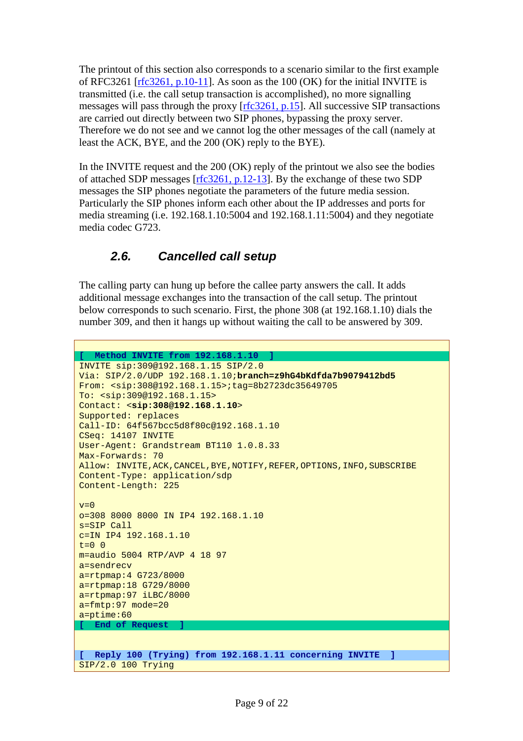The printout of this section also corresponds to a scenario similar to the first example of RFC3261 [rfc3261, p.10-11]. As soon as the 100 (OK) for the initial INVITE is transmitted (i.e. the call setup transaction is accomplished), no more signalling messages will pass through the proxy [rfc3261, p.15]. All successive SIP transactions are carried out directly between two SIP phones, bypassing the proxy server. Therefore we do not see and we cannot log the other messages of the call (namely at least the ACK, BYE, and the 200 (OK) reply to the BYE).

In the INVITE request and the 200 (OK) reply of the printout we also see the bodies of attached SDP messages [rfc3261, p.12-13]. By the exchange of these two SDP messages the SIP phones negotiate the parameters of the future media session. Particularly the SIP phones inform each other about the IP addresses and ports for media streaming (i.e. 192.168.1.10:5004 and 192.168.1.11:5004) and they negotiate media codec G723.

### 2.6. Cancelled call setup

The calling party can hung up before the callee party answers the call. It adds additional message exchanges into the transaction of the call setup. The printout below corresponds to such scenario. First, the phone 308 (at 192.168.1.10) dials the number 309, and then it hangs up without waiting the call to be answered by 309.

```
[  Method INVITE from 192.168.1.10  ]
INVITE sip:309@192.168.1.15 SIP/2.0
Via: SIP/2.0/UDP 192.168.1.10;branch=z9hG4bKdfda7b9079412bd5
From: <sip:308@192.168.1.15>;tag=8b2723dc35649705
To: <sip:309@192.168.1.15>
Contact: <sip:308@192.168.1.10>
Supported: replaces
Call-ID: 64f567bcc5d8f80c@192.168.1.10
CSeq: 14107 INVITE
User-Agent: Grandstream BT110 1.0.8.33
Max-Forwards: 70
Allow: INVITE,ACK,CANCEL,BYE,NOTIFY,REFER,OPTIONS,INFO,SUBSCRIBE
Content-Type: application/sdp
Content-Length: 225

v=0
o=308 8000 8000 IN IP4 192.168.1.10
s=SIP Call
c=IN IP4 192.168.1.10
t=0 0
m=audio 5004 RTP/AVP 4 18 97
a=sendrecv
a=rtpmap:4 G723/8000
a=rtpmap:18 G729/8000
a=rtpmap:97 iLBC/8000
a=fmtp:97 mode=20
a=ptime:60
[  End of Request  ]


[  Reply 100 (Trying) from 192.168.1.11 concerning INVITE  ]
SIP/2.0 100 Trying
```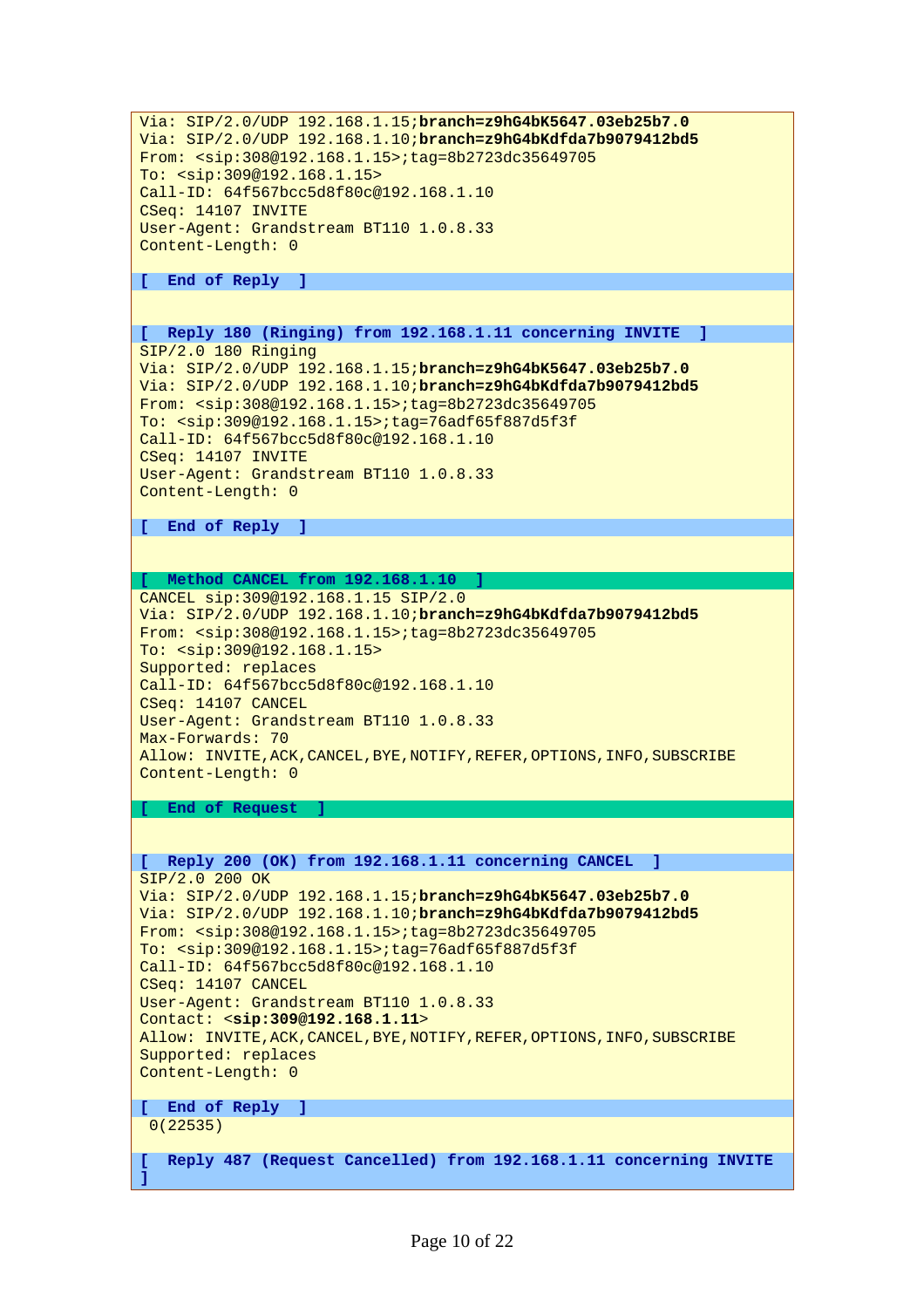```
Via: SIP/2.0/UDP 192.168.1.15;branch=z9hG4bK5647.03eb25b7.0
Via: SIP/2.0/UDP 192.168.1.10;branch=z9hG4bKdfda7b9079412bd5
From: <sip:308@192.168.1.15>;tag=8b2723dc35649705
To: <sip:309@192.168.1.15>
Call-ID: 64f567bcc5d8f80c@192.168.1.10
CSeq: 14107 INVITE
User-Agent: Grandstream BT110 1.0.8.33
Content-Length: 0
```

**[ End of Reply ]**

**[ Reply 180 (Ringing) from 192.168.1.11 concerning INVITE ]**

```
SIP/2.0 180 Ringing
Via: SIP/2.0/UDP 192.168.1.15;branch=z9hG4bK5647.03eb25b7.0
Via: SIP/2.0/UDP 192.168.1.10;branch=z9hG4bKdfda7b9079412bd5
From: <sip:308@192.168.1.15>;tag=8b2723dc35649705
To: <sip:309@192.168.1.15>;tag=76adf65f887d5f3f
Call-ID: 64f567bcc5d8f80c@192.168.1.10
CSeq: 14107 INVITE
User-Agent: Grandstream BT110 1.0.8.33
Content-Length: 0
```

**[ End of Reply ]**

**[ Method CANCEL from 192.168.1.10 ]**

```
CANCEL sip:309@192.168.1.15 SIP/2.0
Via: SIP/2.0/UDP 192.168.1.10;branch=z9hG4bKdfda7b9079412bd5
From: <sip:308@192.168.1.15>;tag=8b2723dc35649705
To: <sip:309@192.168.1.15>
Supported: replaces
Call-ID: 64f567bcc5d8f80c@192.168.1.10
CSeq: 14107 CANCEL
User-Agent: Grandstream BT110 1.0.8.33
Max-Forwards: 70
Allow: INVITE,ACK,CANCEL,BYE,NOTIFY,REFER,OPTIONS,INFO,SUBSCRIBE
Content-Length: 0
```

**[ End of Request ]**

**[ Reply 200 (OK) from 192.168.1.11 concerning CANCEL ]**

```
SIP/2.0 200 OK
Via: SIP/2.0/UDP 192.168.1.15;branch=z9hG4bK5647.03eb25b7.0
Via: SIP/2.0/UDP 192.168.1.10;branch=z9hG4bKdfda7b9079412bd5
From: <sip:308@192.168.1.15>;tag=8b2723dc35649705
To: <sip:309@192.168.1.15>;tag=76adf65f887d5f3f
Call-ID: 64f567bcc5d8f80c@192.168.1.10
CSeq: 14107 CANCEL
User-Agent: Grandstream BT110 1.0.8.33
Contact: <sip:309@192.168.1.11>
Allow: INVITE,ACK,CANCEL,BYE,NOTIFY,REFER,OPTIONS,INFO,SUBSCRIBE
Supported: replaces
Content-Length: 0
```

**[ End of Reply ]**

0(22535)

**[ Reply 487 (Request Cancelled) from 192.168.1.11 concerning INVITE ]**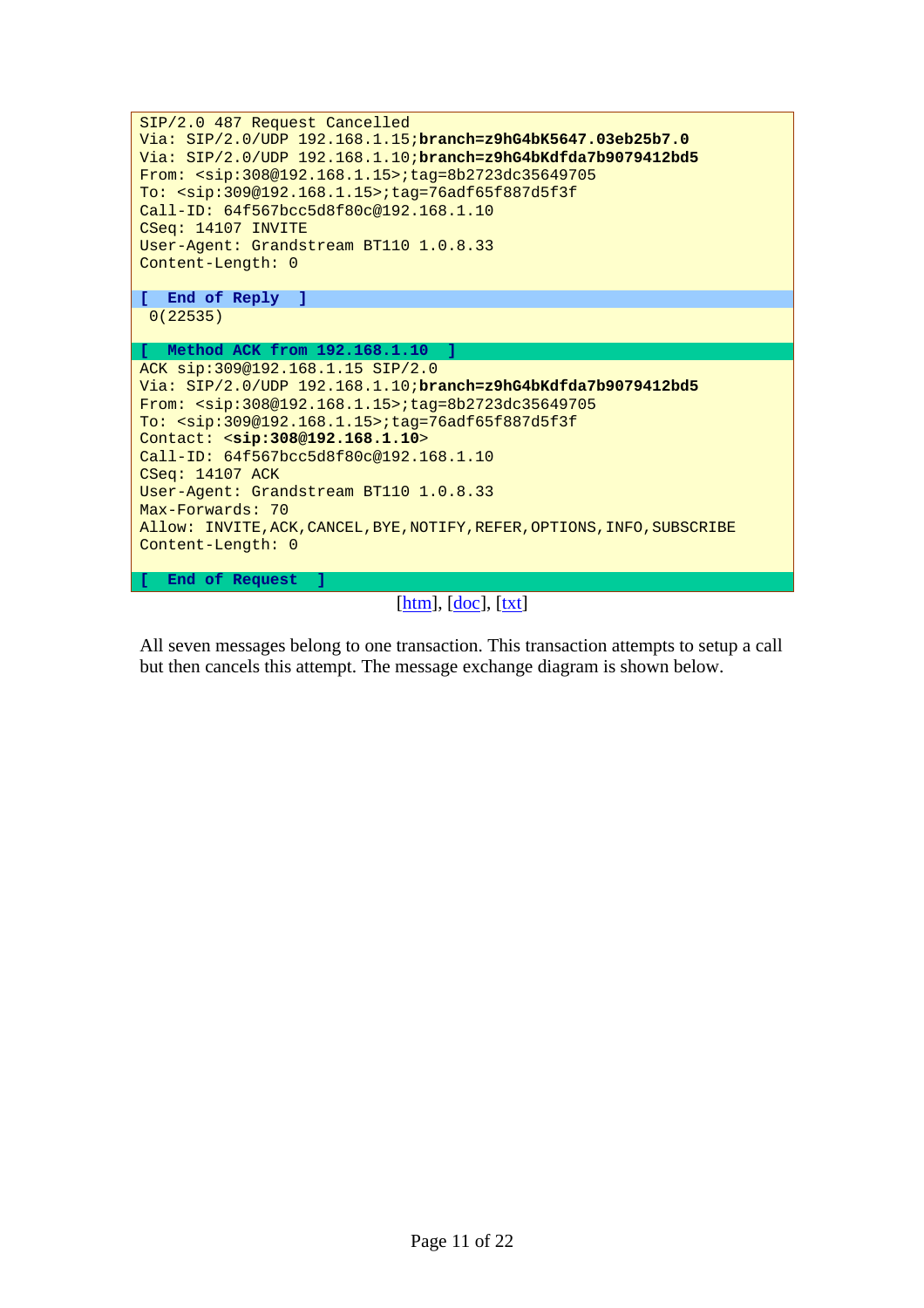```
SIP/2.0 487 Request Cancelled
Via: SIP/2.0/UDP 192.168.1.15;branch=z9hG4bK5647.03eb25b7.0
Via: SIP/2.0/UDP 192.168.1.10;branch=z9hG4bKdfda7b9079412bd5
From: <sip:308@192.168.1.15>;tag=8b2723dc35649705
To: <sip:309@192.168.1.15>;tag=76adf65f887d5f3f
Call-ID: 64f567bcc5d8f80c@192.168.1.10
CSeq: 14107 INVITE
User-Agent: Grandstream BT110 1.0.8.33
Content-Length: 0

[  End of Reply  ]
 0(22535)

[  Method ACK from 192.168.1.10  ]
ACK sip:309@192.168.1.15 SIP/2.0
Via: SIP/2.0/UDP 192.168.1.10;branch=z9hG4bKdfda7b9079412bd5
From: <sip:308@192.168.1.15>;tag=8b2723dc35649705
To: <sip:309@192.168.1.15>;tag=76adf65f887d5f3f
Contact: <sip:308@192.168.1.10>
Call-ID: 64f567bcc5d8f80c@192.168.1.10
CSeq: 14107 ACK
User-Agent: Grandstream BT110 1.0.8.33
Max-Forwards: 70
Allow: INVITE,ACK,CANCEL,BYE,NOTIFY,REFER,OPTIONS,INFO,SUBSCRIBE
Content-Length: 0

[  End of Request  ]
```

[htm], [doc], [txt]

All seven messages belong to one transaction. This transaction attempts to setup a call but then cancels this attempt. The message exchange diagram is shown below.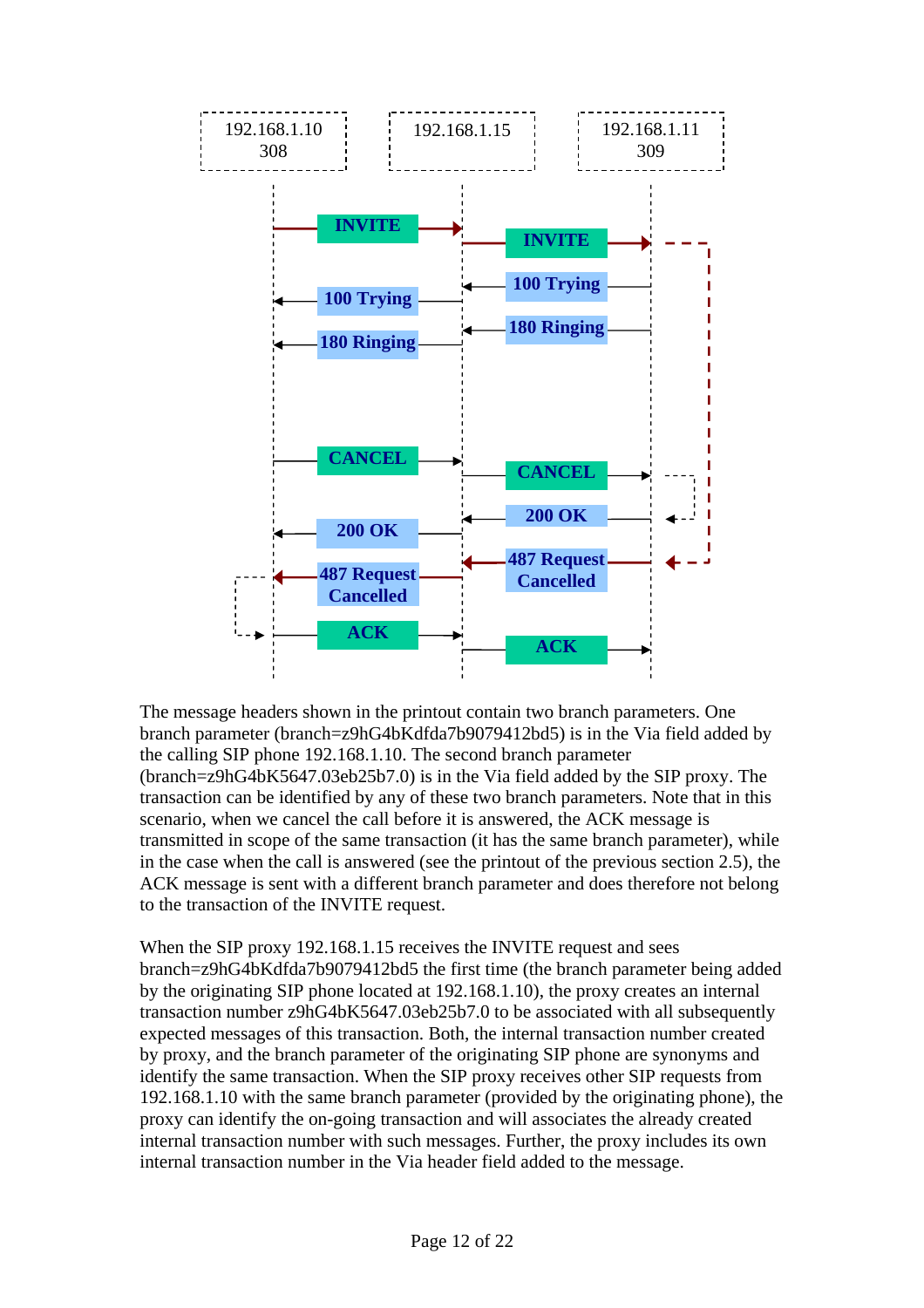The message headers shown in the printout contain two branch parameters. One branch parameter (branch=z9hG4bKdfda7b9079412bd5) is in the Via field added by the calling SIP phone 192.168.1.10. The second branch parameter (branch=z9hG4bK5647.03eb25b7.0) is in the Via field added by the SIP proxy. The transaction can be identified by any of these two branch parameters. Note that in this scenario, when we cancel the call before it is answered, the ACK message is transmitted in scope of the same transaction (it has the same branch parameter), while in the case when the call is answered (see the printout of the previous section 2.5), the ACK message is sent with a different branch parameter and does therefore not belong to the transaction of the INVITE request.

When the SIP proxy 192.168.1.15 receives the INVITE request and sees branch=z9hG4bKdfda7b9079412bd5 the first time (the branch parameter being added by the originating SIP phone located at 192.168.1.10), the proxy creates an internal transaction number z9hG4bK5647.03eb25b7.0 to be associated with all subsequently expected messages of this transaction. Both, the internal transaction number created by proxy, and the branch parameter of the originating SIP phone are synonyms and identify the same transaction. When the SIP proxy receives other SIP requests from 192.168.1.10 with the same branch parameter (provided by the originating phone), the proxy can identify the on-going transaction and will associates the already created internal transaction number with such messages. Further, the proxy includes its own internal transaction number in the Via header field added to the message.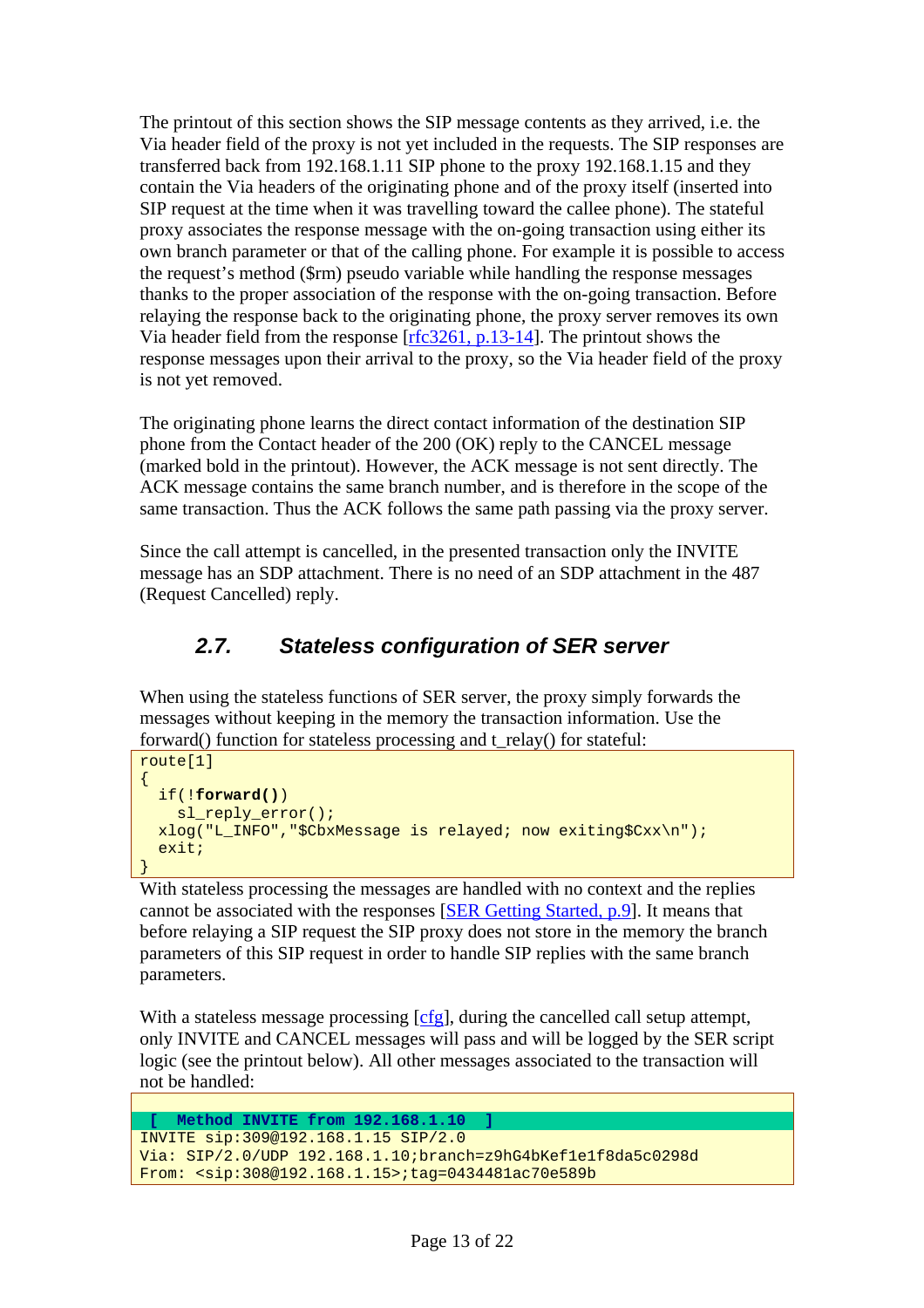The printout of this section shows the SIP message contents as they arrived, i.e. the Via header field of the proxy is not yet included in the requests. The SIP responses are transferred back from 192.168.1.11 SIP phone to the proxy 192.168.1.15 and they contain the Via headers of the originating phone and of the proxy itself (inserted into SIP request at the time when it was travelling toward the callee phone). The stateful proxy associates the response message with the on-going transaction using either its own branch parameter or that of the calling phone. For example it is possible to access the request's method ($rm) pseudo variable while handling the response messages thanks to the proper association of the response with the on-going transaction. Before relaying the response back to the originating phone, the proxy server removes its own Via header field from the response [rfc3261, p.13-14]. The printout shows the response messages upon their arrival to the proxy, so the Via header field of the proxy is not yet removed.

The originating phone learns the direct contact information of the destination SIP phone from the Contact header of the 200 (OK) reply to the CANCEL message (marked bold in the printout). However, the ACK message is not sent directly. The ACK message contains the same branch number, and is therefore in the scope of the same transaction. Thus the ACK follows the same path passing via the proxy server.

Since the call attempt is cancelled, in the presented transaction only the INVITE message has an SDP attachment. There is no need of an SDP attachment in the 487 (Request Cancelled) reply.

## 2.7. Stateless configuration of SER server

When using the stateless functions of SER server, the proxy simply forwards the messages without keeping in the memory the transaction information. Use the forward() function for stateless processing and t_relay() for stateful:

```
route[1]
{
  if(!forward())
    sl_reply_error();
  xlog("L_INFO","$CbxMessage is relayed; now exiting$Cxx\n");
  exit;
}
```

With stateless processing the messages are handled with no context and the replies cannot be associated with the responses [SER Getting Started, p.9]. It means that before relaying a SIP request the SIP proxy does not store in the memory the branch parameters of this SIP request in order to handle SIP replies with the same branch parameters.

With a stateless message processing [cfg], during the cancelled call setup attempt, only INVITE and CANCEL messages will pass and will be logged by the SER script logic (see the printout below). All other messages associated to the transaction will not be handled:

```
 [  Method INVITE from 192.168.1.10  ]
INVITE sip:309@192.168.1.15 SIP/2.0
Via: SIP/2.0/UDP 192.168.1.10;branch=z9hG4bKef1e1f8da5c0298d
From: <sip:308@192.168.1.15>;tag=0434481ac70e589b
```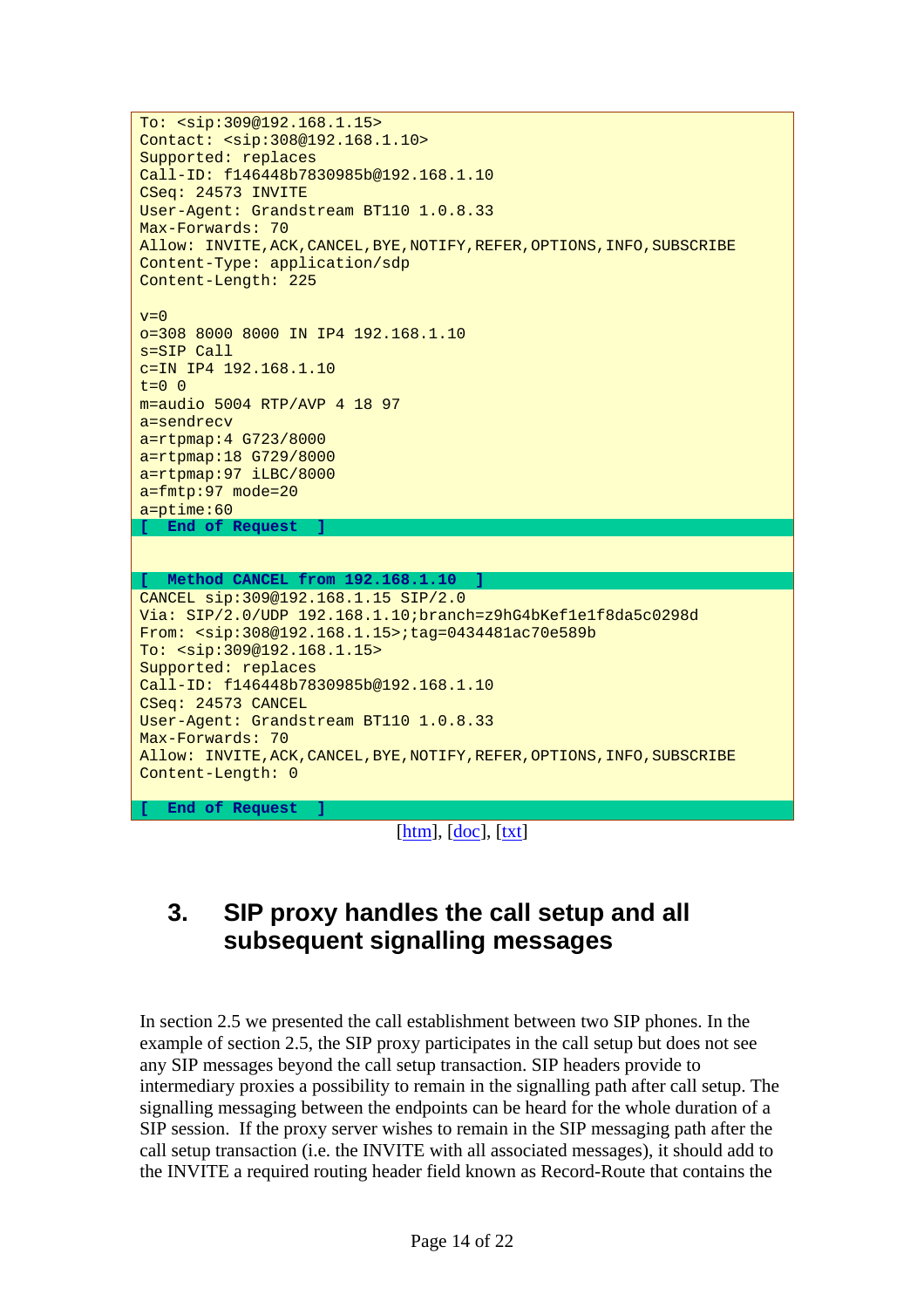```
To: <sip:309@192.168.1.15>
Contact: <sip:308@192.168.1.10>
Supported: replaces
Call-ID: f146448b7830985b@192.168.1.10
CSeq: 24573 INVITE
User-Agent: Grandstream BT110 1.0.8.33
Max-Forwards: 70
Allow: INVITE,ACK,CANCEL,BYE,NOTIFY,REFER,OPTIONS,INFO,SUBSCRIBE
Content-Type: application/sdp
Content-Length: 225

v=0
o=308 8000 8000 IN IP4 192.168.1.10
s=SIP Call
c=IN IP4 192.168.1.10
t=0 0
m=audio 5004 RTP/AVP 4 18 97
a=sendrecv
a=rtpmap:4 G723/8000
a=rtpmap:18 G729/8000
a=rtpmap:97 iLBC/8000
a=fmtp:97 mode=20
a=ptime:60
[  End of Request  ]


[  Method CANCEL from 192.168.1.10  ]
CANCEL sip:309@192.168.1.15 SIP/2.0
Via: SIP/2.0/UDP 192.168.1.10;branch=z9hG4bKef1e1f8da5c0298d
From: <sip:308@192.168.1.15>;tag=0434481ac70e589b
To: <sip:309@192.168.1.15>
Supported: replaces
Call-ID: f146448b7830985b@192.168.1.10
CSeq: 24573 CANCEL
User-Agent: Grandstream BT110 1.0.8.33
Max-Forwards: 70
Allow: INVITE,ACK,CANCEL,BYE,NOTIFY,REFER,OPTIONS,INFO,SUBSCRIBE
Content-Length: 0

[  End of Request  ]
```

[htm], [doc], [txt]

# 3. SIP proxy handles the call setup and all subsequent signalling messages

In section 2.5 we presented the call establishment between two SIP phones. In the example of section 2.5, the SIP proxy participates in the call setup but does not see any SIP messages beyond the call setup transaction. SIP headers provide to intermediary proxies a possibility to remain in the signalling path after call setup. The signalling messaging between the endpoints can be heard for the whole duration of a SIP session. If the proxy server wishes to remain in the SIP messaging path after the call setup transaction (i.e. the INVITE with all associated messages), it should add to the INVITE a required routing header field known as Record-Route that contains the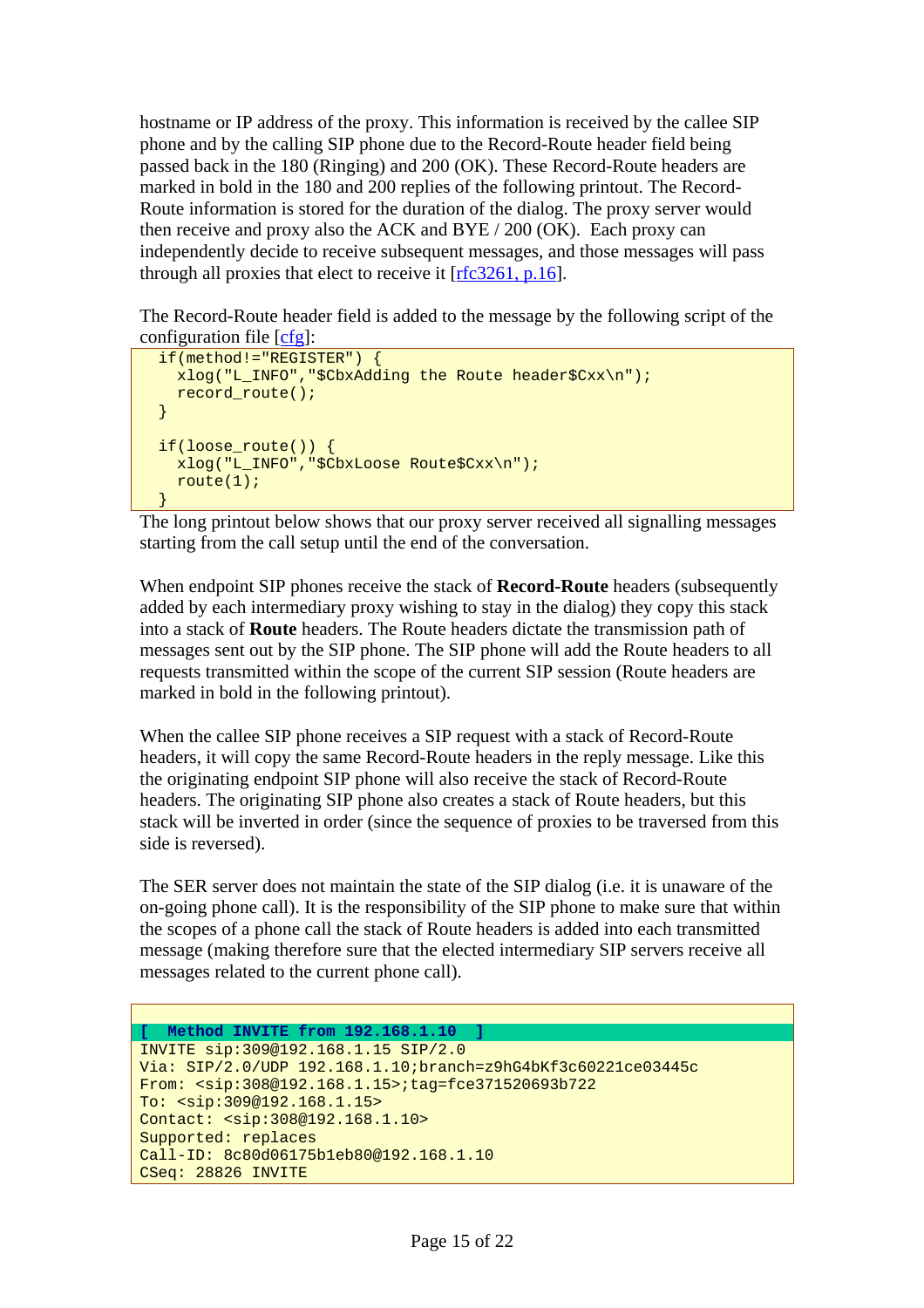hostname or IP address of the proxy. This information is received by the callee SIP phone and by the calling SIP phone due to the Record-Route header field being passed back in the 180 (Ringing) and 200 (OK). These Record-Route headers are marked in bold in the 180 and 200 replies of the following printout. The Record-Route information is stored for the duration of the dialog. The proxy server would then receive and proxy also the ACK and BYE / 200 (OK). Each proxy can independently decide to receive subsequent messages, and those messages will pass through all proxies that elect to receive it [rfc3261, p.16].

The Record-Route header field is added to the message by the following script of the configuration file [cfg]:

```
  if(method!="REGISTER") {
    xlog("L_INFO","$CbxAdding the Route header$Cxx\n");
    record_route();
  }

  if(loose_route()) {
    xlog("L_INFO","$CbxLoose Route$Cxx\n");
    route(1);
  }
```

The long printout below shows that our proxy server received all signalling messages starting from the call setup until the end of the conversation.

When endpoint SIP phones receive the stack of **Record-Route** headers (subsequently added by each intermediary proxy wishing to stay in the dialog) they copy this stack into a stack of **Route** headers. The Route headers dictate the transmission path of messages sent out by the SIP phone. The SIP phone will add the Route headers to all requests transmitted within the scope of the current SIP session (Route headers are marked in bold in the following printout).

When the callee SIP phone receives a SIP request with a stack of Record-Route headers, it will copy the same Record-Route headers in the reply message. Like this the originating endpoint SIP phone will also receive the stack of Record-Route headers. The originating SIP phone also creates a stack of Route headers, but this stack will be inverted in order (since the sequence of proxies to be traversed from this side is reversed).

The SER server does not maintain the state of the SIP dialog (i.e. it is unaware of the on-going phone call). It is the responsibility of the SIP phone to make sure that within the scopes of a phone call the stack of Route headers is added into each transmitted message (making therefore sure that the elected intermediary SIP servers receive all messages related to the current phone call).

```
[  Method INVITE from 192.168.1.10  ]
INVITE sip:309@192.168.1.15 SIP/2.0
Via: SIP/2.0/UDP 192.168.1.10;branch=z9hG4bKf3c60221ce03445c
From: <sip:308@192.168.1.15>;tag=fce371520693b722
To: <sip:309@192.168.1.15>
Contact: <sip:308@192.168.1.10>
Supported: replaces
Call-ID: 8c80d06175b1eb80@192.168.1.10
CSeq: 28826 INVITE
```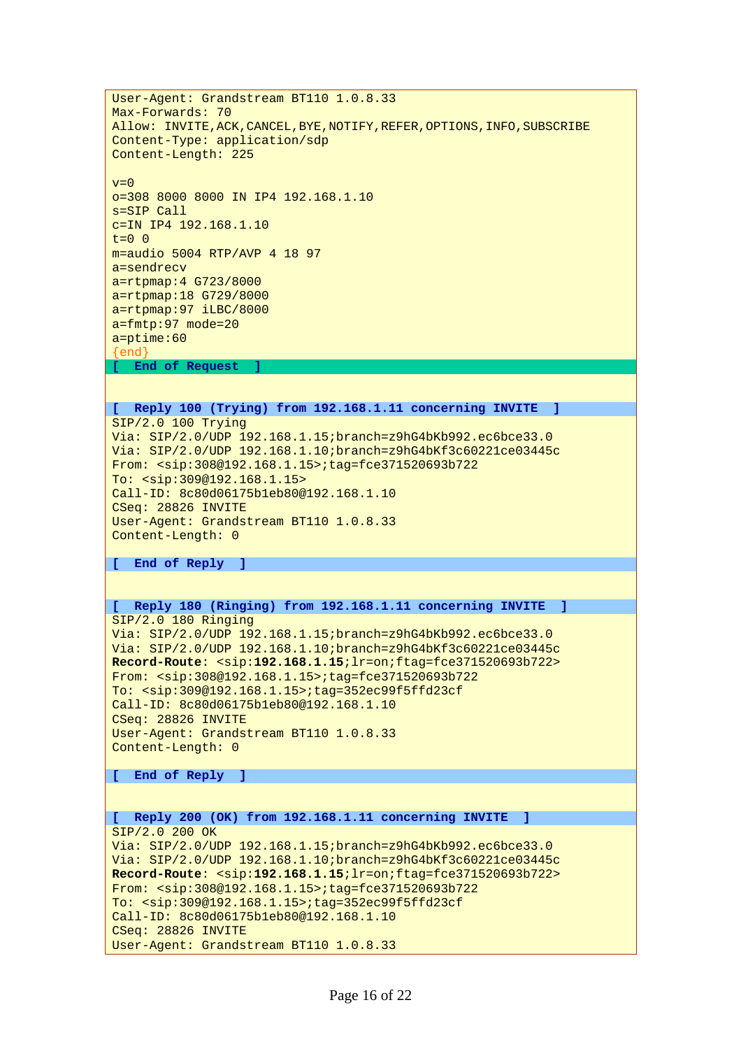```
User-Agent: Grandstream BT110 1.0.8.33
Max-Forwards: 70
Allow: INVITE,ACK,CANCEL,BYE,NOTIFY,REFER,OPTIONS,INFO,SUBSCRIBE
Content-Type: application/sdp
Content-Length: 225

v=0
o=308 8000 8000 IN IP4 192.168.1.10
s=SIP Call
c=IN IP4 192.168.1.10
t=0 0
m=audio 5004 RTP/AVP 4 18 97
a=sendrecv
a=rtpmap:4 G723/8000
a=rtpmap:18 G729/8000
a=rtpmap:97 iLBC/8000
a=fmtp:97 mode=20
a=ptime:60
{end}
[  End of Request  ]


[  Reply 100 (Trying) from 192.168.1.11 concerning INVITE  ]
SIP/2.0 100 Trying
Via: SIP/2.0/UDP 192.168.1.15;branch=z9hG4bKb992.ec6bce33.0
Via: SIP/2.0/UDP 192.168.1.10;branch=z9hG4bKf3c60221ce03445c
From: <sip:308@192.168.1.15>;tag=fce371520693b722
To: <sip:309@192.168.1.15>
Call-ID: 8c80d06175b1eb80@192.168.1.10
CSeq: 28826 INVITE
User-Agent: Grandstream BT110 1.0.8.33
Content-Length: 0

[  End of Reply  ]


[  Reply 180 (Ringing) from 192.168.1.11 concerning INVITE  ]
SIP/2.0 180 Ringing
Via: SIP/2.0/UDP 192.168.1.15;branch=z9hG4bKb992.ec6bce33.0
Via: SIP/2.0/UDP 192.168.1.10;branch=z9hG4bKf3c60221ce03445c
Record-Route: <sip:192.168.1.15;lr=on;ftag=fce371520693b722>
From: <sip:308@192.168.1.15>;tag=fce371520693b722
To: <sip:309@192.168.1.15>;tag=352ec99f5ffd23cf
Call-ID: 8c80d06175b1eb80@192.168.1.10
CSeq: 28826 INVITE
User-Agent: Grandstream BT110 1.0.8.33
Content-Length: 0

[  End of Reply  ]


[  Reply 200 (OK) from 192.168.1.11 concerning INVITE  ]
SIP/2.0 200 OK
Via: SIP/2.0/UDP 192.168.1.15;branch=z9hG4bKb992.ec6bce33.0
Via: SIP/2.0/UDP 192.168.1.10;branch=z9hG4bKf3c60221ce03445c
Record-Route: <sip:192.168.1.15;lr=on;ftag=fce371520693b722>
From: <sip:308@192.168.1.15>;tag=fce371520693b722
To: <sip:309@192.168.1.15>;tag=352ec99f5ffd23cf
Call-ID: 8c80d06175b1eb80@192.168.1.10
CSeq: 28826 INVITE
User-Agent: Grandstream BT110 1.0.8.33
```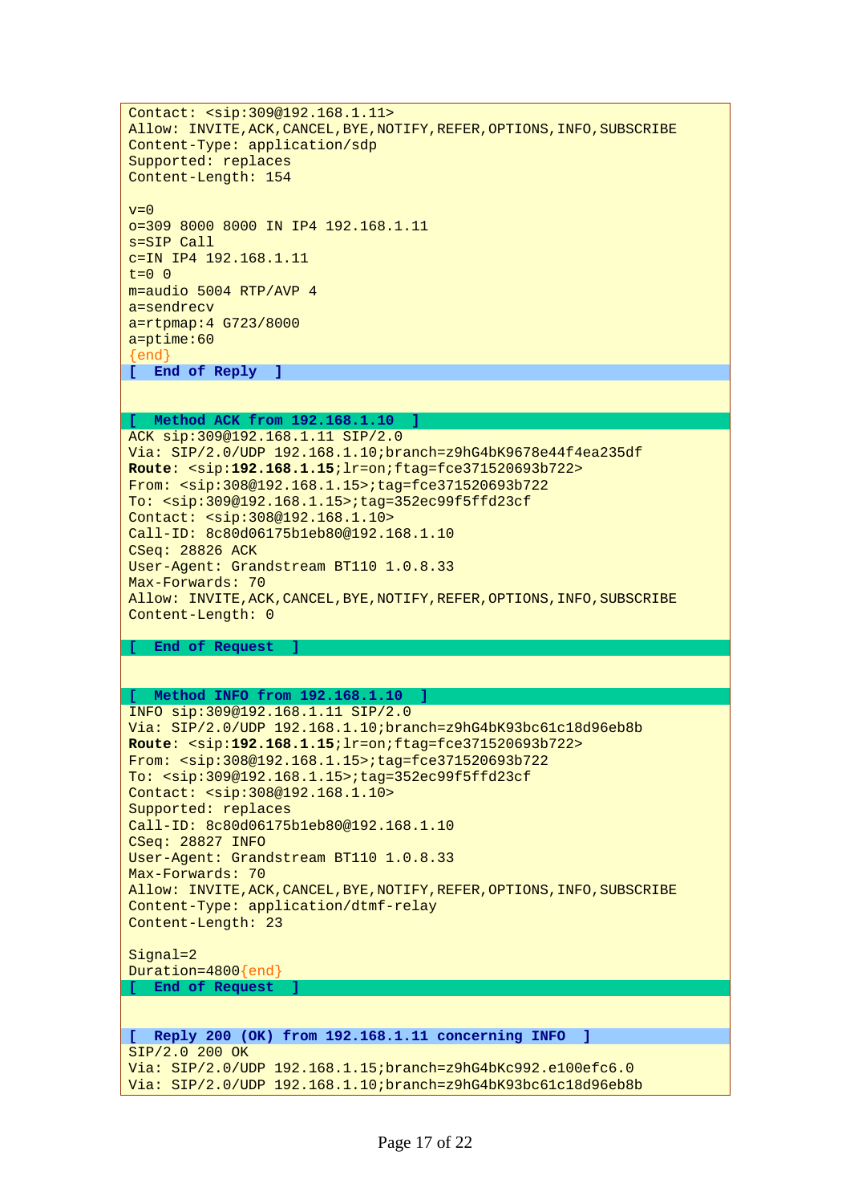```
Contact: <sip:309@192.168.1.11>
Allow: INVITE,ACK,CANCEL,BYE,NOTIFY,REFER,OPTIONS,INFO,SUBSCRIBE
Content-Type: application/sdp
Supported: replaces
Content-Length: 154

v=0
o=309 8000 8000 IN IP4 192.168.1.11
s=SIP Call
c=IN IP4 192.168.1.11
t=0 0
m=audio 5004 RTP/AVP 4
a=sendrecv
a=rtpmap:4 G723/8000
a=ptime:60
{end}
```

**[ End of Reply ]**

**[ Method ACK from 192.168.1.10 ]**

```
ACK sip:309@192.168.1.11 SIP/2.0
Via: SIP/2.0/UDP 192.168.1.10;branch=z9hG4bK9678e44f4ea235df
Route: <sip:192.168.1.15;lr=on;ftag=fce371520693b722>
From: <sip:308@192.168.1.15>;tag=fce371520693b722
To: <sip:309@192.168.1.15>;tag=352ec99f5ffd23cf
Contact: <sip:308@192.168.1.10>
Call-ID: 8c80d06175b1eb80@192.168.1.10
CSeq: 28826 ACK
User-Agent: Grandstream BT110 1.0.8.33
Max-Forwards: 70
Allow: INVITE,ACK,CANCEL,BYE,NOTIFY,REFER,OPTIONS,INFO,SUBSCRIBE
Content-Length: 0
```

**[ End of Request ]**

**[ Method INFO from 192.168.1.10 ]**

```
INFO sip:309@192.168.1.11 SIP/2.0
Via: SIP/2.0/UDP 192.168.1.10;branch=z9hG4bK93bc61c18d96eb8b
Route: <sip:192.168.1.15;lr=on;ftag=fce371520693b722>
From: <sip:308@192.168.1.15>;tag=fce371520693b722
To: <sip:309@192.168.1.15>;tag=352ec99f5ffd23cf
Contact: <sip:308@192.168.1.10>
Supported: replaces
Call-ID: 8c80d06175b1eb80@192.168.1.10
CSeq: 28827 INFO
User-Agent: Grandstream BT110 1.0.8.33
Max-Forwards: 70
Allow: INVITE,ACK,CANCEL,BYE,NOTIFY,REFER,OPTIONS,INFO,SUBSCRIBE
Content-Type: application/dtmf-relay
Content-Length: 23

Signal=2
Duration=4800{end}
```

**[ End of Request ]**

**[ Reply 200 (OK) from 192.168.1.11 concerning INFO ]**

```
SIP/2.0 200 OK
Via: SIP/2.0/UDP 192.168.1.15;branch=z9hG4bKc992.e100efc6.0
Via: SIP/2.0/UDP 192.168.1.10;branch=z9hG4bK93bc61c18d96eb8b
```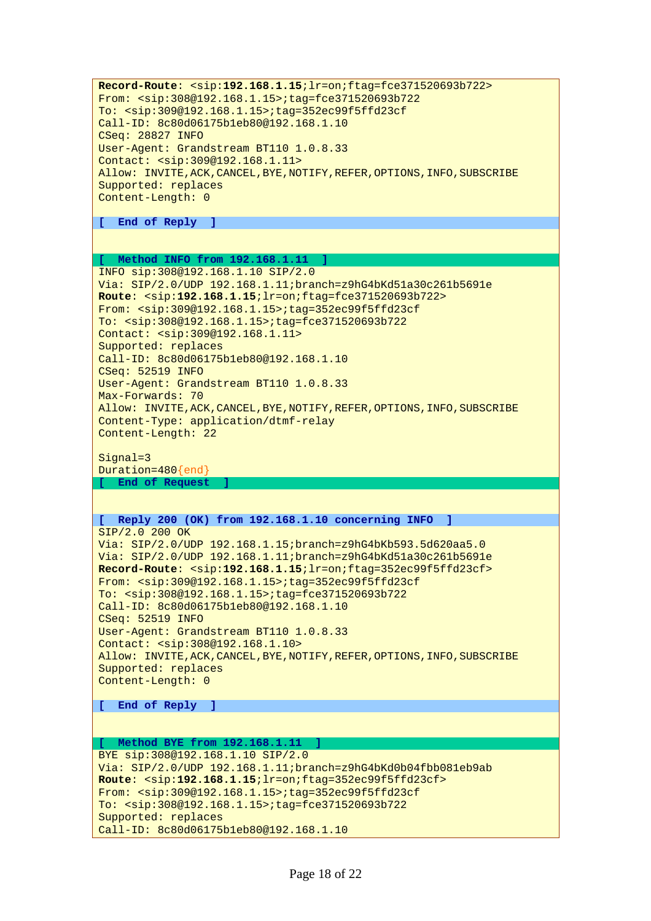```
Record-Route: <sip:192.168.1.15;lr=on;ftag=fce371520693b722>
From: <sip:308@192.168.1.15>;tag=fce371520693b722
To: <sip:309@192.168.1.15>;tag=352ec99f5ffd23cf
Call-ID: 8c80d06175b1eb80@192.168.1.10
CSeq: 28827 INFO
User-Agent: Grandstream BT110 1.0.8.33
Contact: <sip:309@192.168.1.11>
Allow: INVITE,ACK,CANCEL,BYE,NOTIFY,REFER,OPTIONS,INFO,SUBSCRIBE
Supported: replaces
Content-Length: 0

[  End of Reply  ]


[  Method INFO from 192.168.1.11  ]
INFO sip:308@192.168.1.10 SIP/2.0
Via: SIP/2.0/UDP 192.168.1.11;branch=z9hG4bKd51a30c261b5691e
Route: <sip:192.168.1.15;lr=on;ftag=fce371520693b722>
From: <sip:309@192.168.1.15>;tag=352ec99f5ffd23cf
To: <sip:308@192.168.1.15>;tag=fce371520693b722
Contact: <sip:309@192.168.1.11>
Supported: replaces
Call-ID: 8c80d06175b1eb80@192.168.1.10
CSeq: 52519 INFO
User-Agent: Grandstream BT110 1.0.8.33
Max-Forwards: 70
Allow: INVITE,ACK,CANCEL,BYE,NOTIFY,REFER,OPTIONS,INFO,SUBSCRIBE
Content-Type: application/dtmf-relay
Content-Length: 22

Signal=3
Duration=480{end}
[  End of Request  ]


[  Reply 200 (OK) from 192.168.1.10 concerning INFO  ]
SIP/2.0 200 OK
Via: SIP/2.0/UDP 192.168.1.15;branch=z9hG4bKb593.5d620aa5.0
Via: SIP/2.0/UDP 192.168.1.11;branch=z9hG4bKd51a30c261b5691e
Record-Route: <sip:192.168.1.15;lr=on;ftag=352ec99f5ffd23cf>
From: <sip:309@192.168.1.15>;tag=352ec99f5ffd23cf
To: <sip:308@192.168.1.15>;tag=fce371520693b722
Call-ID: 8c80d06175b1eb80@192.168.1.10
CSeq: 52519 INFO
User-Agent: Grandstream BT110 1.0.8.33
Contact: <sip:308@192.168.1.10>
Allow: INVITE,ACK,CANCEL,BYE,NOTIFY,REFER,OPTIONS,INFO,SUBSCRIBE
Supported: replaces
Content-Length: 0

[  End of Reply  ]


[  Method BYE from 192.168.1.11  ]
BYE sip:308@192.168.1.10 SIP/2.0
Via: SIP/2.0/UDP 192.168.1.11;branch=z9hG4bKd0b04fbb081eb9ab
Route: <sip:192.168.1.15;lr=on;ftag=352ec99f5ffd23cf>
From: <sip:309@192.168.1.15>;tag=352ec99f5ffd23cf
To: <sip:308@192.168.1.15>;tag=fce371520693b722
Supported: replaces
Call-ID: 8c80d06175b1eb80@192.168.1.10
```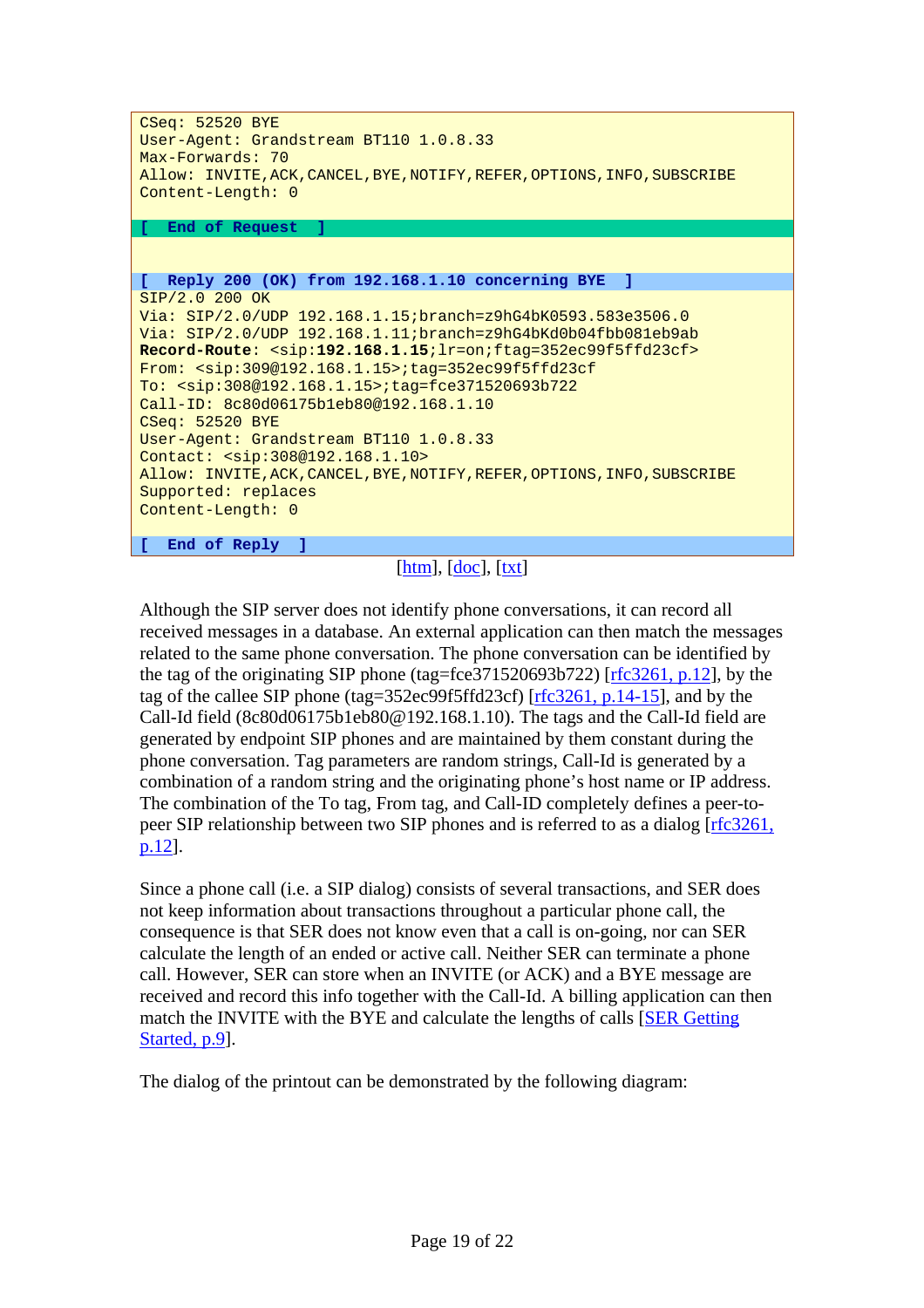```
CSeq: 52520 BYE
User-Agent: Grandstream BT110 1.0.8.33
Max-Forwards: 70
Allow: INVITE,ACK,CANCEL,BYE,NOTIFY,REFER,OPTIONS,INFO,SUBSCRIBE
Content-Length: 0

[  End of Request  ]


[  Reply 200 (OK) from 192.168.1.10 concerning BYE  ]
SIP/2.0 200 OK
Via: SIP/2.0/UDP 192.168.1.15;branch=z9hG4bK0593.583e3506.0
Via: SIP/2.0/UDP 192.168.1.11;branch=z9hG4bKd0b04fbb081eb9ab
Record-Route: <sip:192.168.1.15;lr=on;ftag=352ec99f5ffd23cf>
From: <sip:309@192.168.1.15>;tag=352ec99f5ffd23cf
To: <sip:308@192.168.1.15>;tag=fce371520693b722
Call-ID: 8c80d06175b1eb80@192.168.1.10
CSeq: 52520 BYE
User-Agent: Grandstream BT110 1.0.8.33
Contact: <sip:308@192.168.1.10>
Allow: INVITE,ACK,CANCEL,BYE,NOTIFY,REFER,OPTIONS,INFO,SUBSCRIBE
Supported: replaces
Content-Length: 0

[  End of Reply  ]
```

[htm], [doc], [txt]

Although the SIP server does not identify phone conversations, it can record all received messages in a database. An external application can then match the messages related to the same phone conversation. The phone conversation can be identified by the tag of the originating SIP phone (tag=fce371520693b722) [rfc3261, p.12], by the tag of the callee SIP phone (tag=352ec99f5ffd23cf) [rfc3261, p.14-15], and by the Call-Id field (8c80d06175b1eb80@192.168.1.10). The tags and the Call-Id field are generated by endpoint SIP phones and are maintained by them constant during the phone conversation. Tag parameters are random strings, Call-Id is generated by a combination of a random string and the originating phone's host name or IP address. The combination of the To tag, From tag, and Call-ID completely defines a peer-to-peer SIP relationship between two SIP phones and is referred to as a dialog [rfc3261, p.12].

Since a phone call (i.e. a SIP dialog) consists of several transactions, and SER does not keep information about transactions throughout a particular phone call, the consequence is that SER does not know even that a call is on-going, nor can SER calculate the length of an ended or active call. Neither SER can terminate a phone call. However, SER can store when an INVITE (or ACK) and a BYE message are received and record this info together with the Call-Id. A billing application can then match the INVITE with the BYE and calculate the lengths of calls [SER Getting Started, p.9].

The dialog of the printout can be demonstrated by the following diagram: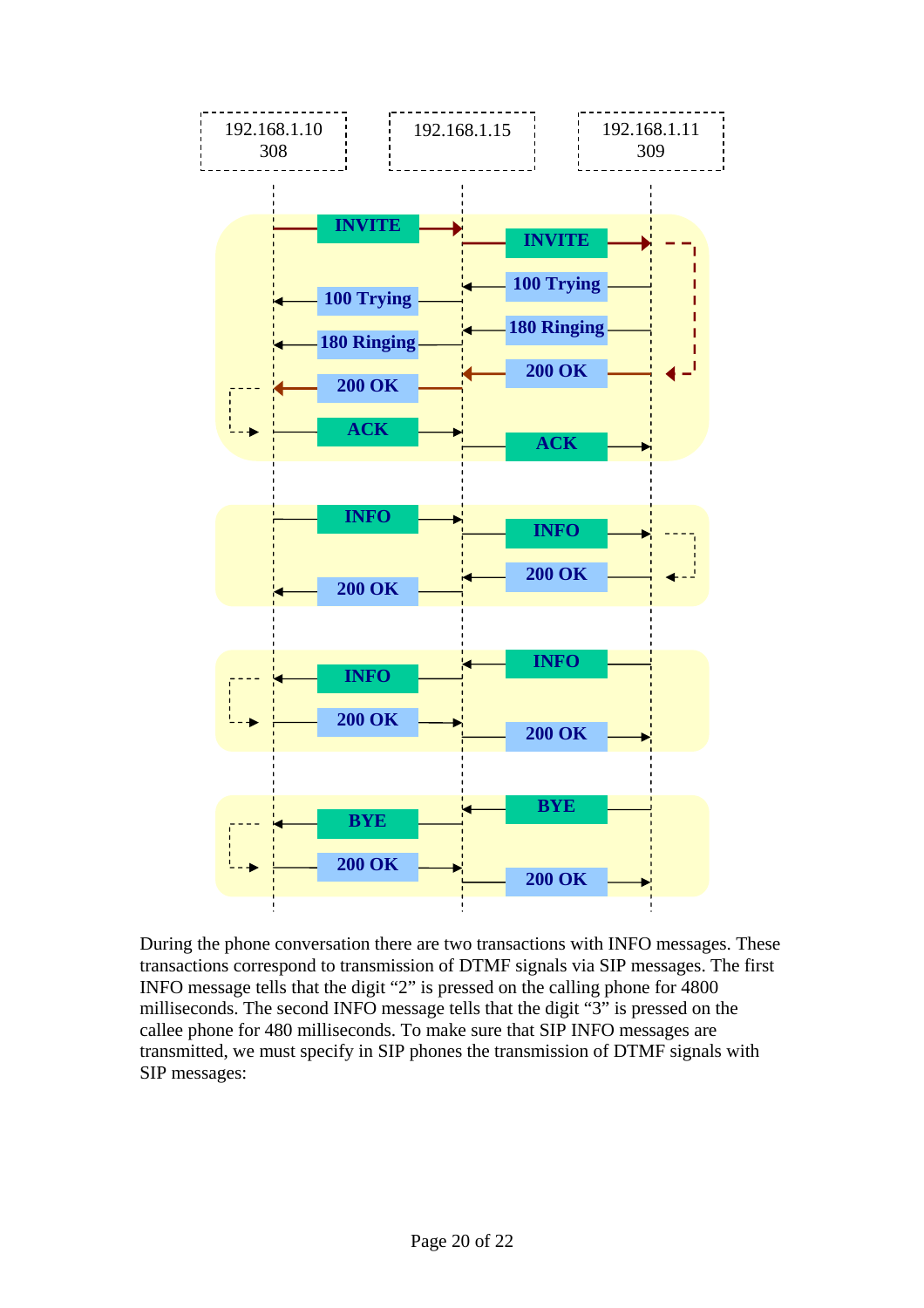During the phone conversation there are two transactions with INFO messages. These transactions correspond to transmission of DTMF signals via SIP messages. The first INFO message tells that the digit "2" is pressed on the calling phone for 4800 milliseconds. The second INFO message tells that the digit "3" is pressed on the callee phone for 480 milliseconds. To make sure that SIP INFO messages are transmitted, we must specify in SIP phones the transmission of DTMF signals with SIP messages: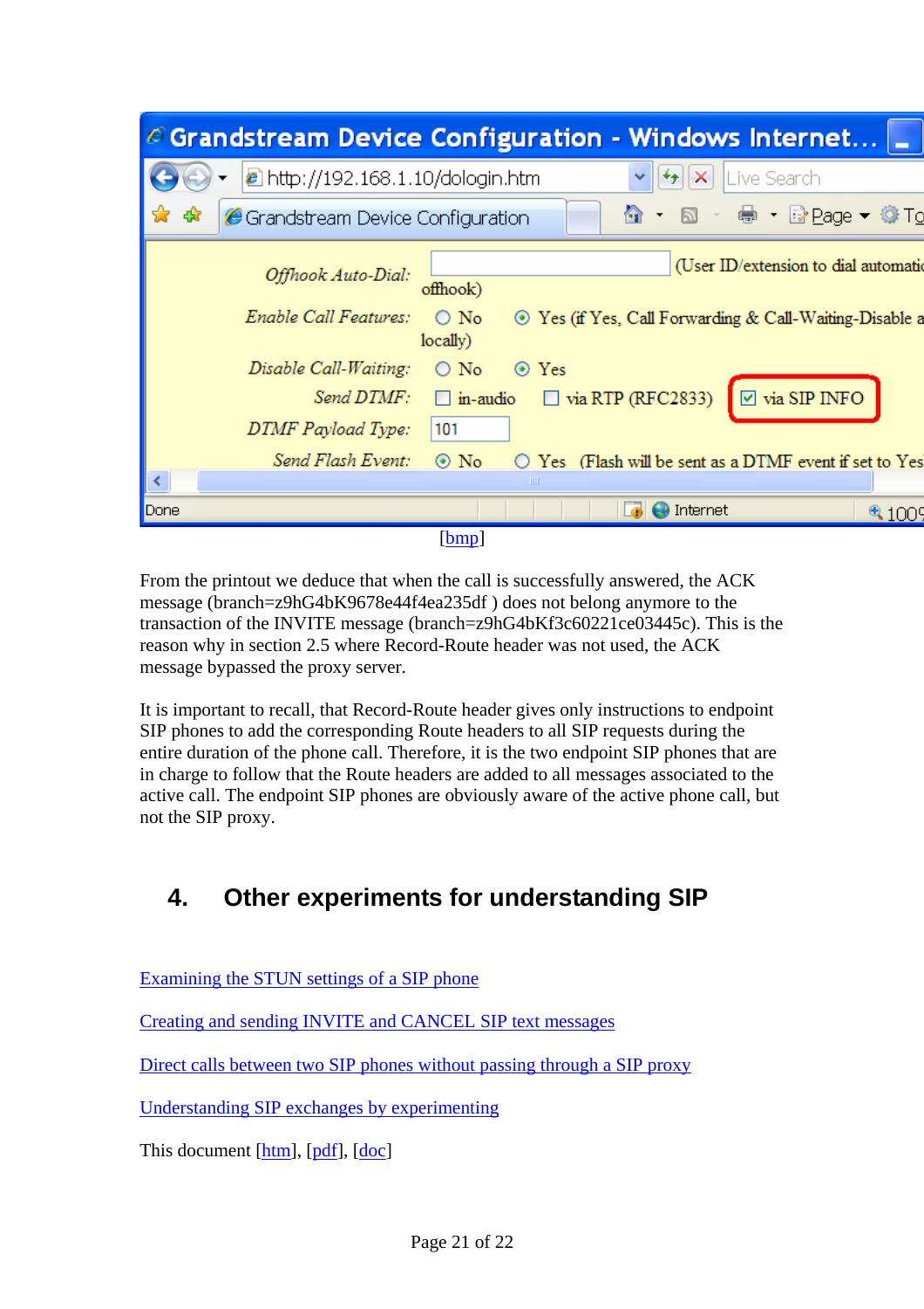[bmp]

From the printout we deduce that when the call is successfully answered, the ACK message (branch=z9hG4bK9678e44f4ea235df ) does not belong anymore to the transaction of the INVITE message (branch=z9hG4bKf3c60221ce03445c). This is the reason why in section 2.5 where Record-Route header was not used, the ACK message bypassed the proxy server.

It is important to recall, that Record-Route header gives only instructions to endpoint SIP phones to add the corresponding Route headers to all SIP requests during the entire duration of the phone call. Therefore, it is the two endpoint SIP phones that are in charge to follow that the Route headers are added to all messages associated to the active call. The endpoint SIP phones are obviously aware of the active phone call, but not the SIP proxy.

# 4. Other experiments for understanding SIP

Examining the STUN settings of a SIP phone

Creating and sending INVITE and CANCEL SIP text messages

Direct calls between two SIP phones without passing through a SIP proxy

Understanding SIP exchanges by experimenting

This document [htm], [pdf], [doc]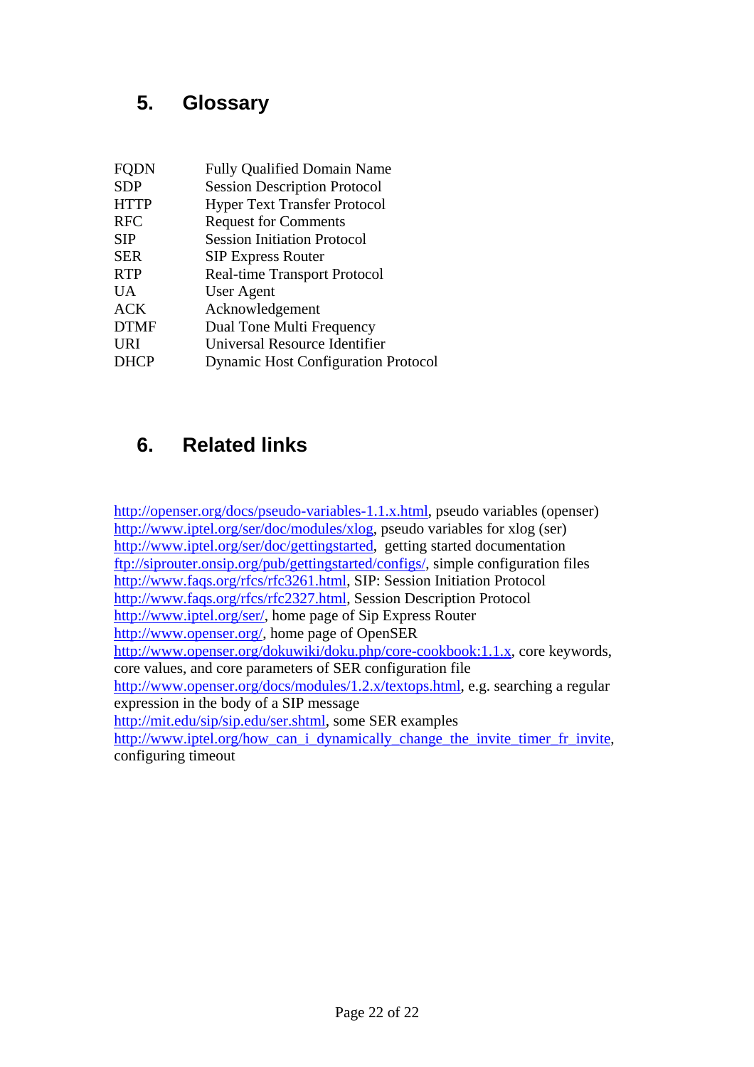## 5. Glossary

| | |
|---|---|
| FQDN | Fully Qualified Domain Name |
| SDP | Session Description Protocol |
| HTTP | Hyper Text Transfer Protocol |
| RFC | Request for Comments |
| SIP | Session Initiation Protocol |
| SER | SIP Express Router |
| RTP | Real-time Transport Protocol |
| UA | User Agent |
| ACK | Acknowledgement |
| DTMF | Dual Tone Multi Frequency |
| URI | Universal Resource Identifier |
| DHCP | Dynamic Host Configuration Protocol |

## 6. Related links

http://openser.org/docs/pseudo-variables-1.1.x.html, pseudo variables (openser)
http://www.iptel.org/ser/doc/modules/xlog, pseudo variables for xlog (ser)
http://www.iptel.org/ser/doc/gettingstarted, getting started documentation
ftp://siprouter.onsip.org/pub/gettingstarted/configs/, simple configuration files
http://www.faqs.org/rfcs/rfc3261.html, SIP: Session Initiation Protocol
http://www.faqs.org/rfcs/rfc2327.html, Session Description Protocol
http://www.iptel.org/ser/, home page of Sip Express Router
http://www.openser.org/, home page of OpenSER
http://www.openser.org/dokuwiki/doku.php/core-cookbook:1.1.x, core keywords, core values, and core parameters of SER configuration file
http://www.openser.org/docs/modules/1.2.x/textops.html, e.g. searching a regular expression in the body of a SIP message
http://mit.edu/sip/sip.edu/ser.shtml, some SER examples
http://www.iptel.org/how_can_i_dynamically_change_the_invite_timer_fr_invite, configuring timeout